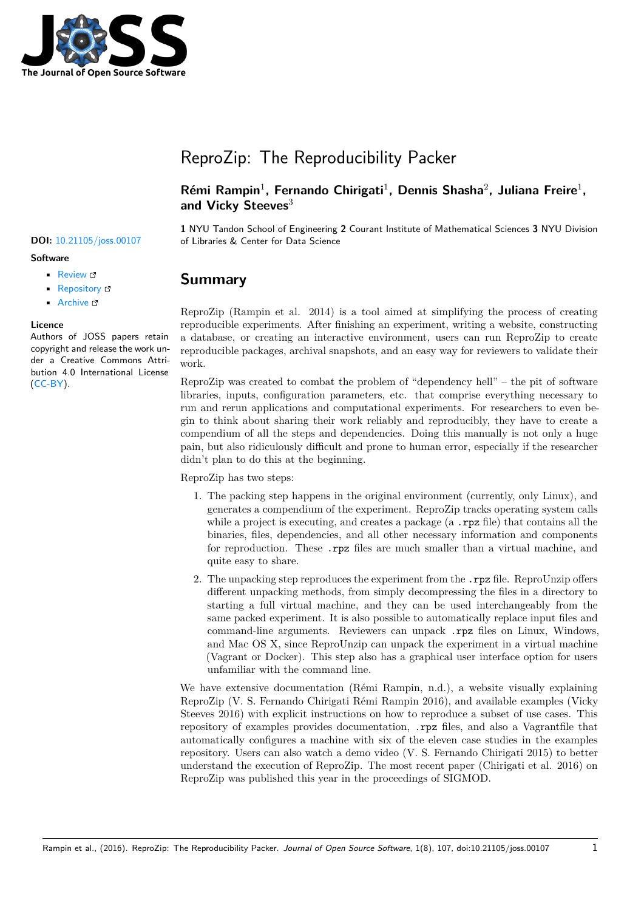# ReproZip: The Reproducibility Packer

**Rémi Rampin[1], Fernando Chirigati[1], Dennis Shasha[2], Juliana Freire[1], and Vicky Steeves[3]**

**1** NYU Tandon School of Engineering **2** Courant Institute of Mathematical Sciences **3** NYU Division of Libraries & Center for Data Science

**DOI:** 10.21105/joss.00107

**Software**

- Review
- Repository
- Archive

**Licence**

Authors of JOSS papers retain copyright and release the work under a Creative Commons Attribution 4.0 International License (CC-BY).

## Summary

ReproZip (Rampin et al. 2014) is a tool aimed at simplifying the process of creating reproducible experiments. After finishing an experiment, writing a website, constructing a database, or creating an interactive environment, users can run ReproZip to create reproducible packages, archival snapshots, and an easy way for reviewers to validate their work.

ReproZip was created to combat the problem of "dependency hell" – the pit of software libraries, inputs, configuration parameters, etc. that comprise everything necessary to run and rerun applications and computational experiments. For researchers to even begin to think about sharing their work reliably and reproducibly, they have to create a compendium of all the steps and dependencies. Doing this manually is not only a huge pain, but also ridiculously difficult and prone to human error, especially if the researcher didn't plan to do this at the beginning.

ReproZip has two steps:

1. The packing step happens in the original environment (currently, only Linux), and generates a compendium of the experiment. ReproZip tracks operating system calls while a project is executing, and creates a package (a `.rpz` file) that contains all the binaries, files, dependencies, and all other necessary information and components for reproduction. These `.rpz` files are much smaller than a virtual machine, and quite easy to share.
2. The unpacking step reproduces the experiment from the `.rpz` file. ReproUnzip offers different unpacking methods, from simply decompressing the files in a directory to starting a full virtual machine, and they can be used interchangeably from the same packed experiment. It is also possible to automatically replace input files and command-line arguments. Reviewers can unpack `.rpz` files on Linux, Windows, and Mac OS X, since ReproUnzip can unpack the experiment in a virtual machine (Vagrant or Docker). This step also has a graphical user interface option for users unfamiliar with the command line.

We have extensive documentation (Rémi Rampin, n.d.), a website visually explaining ReproZip (V. S. Fernando Chirigati Rémi Rampin 2016), and available examples (Vicky Steeves 2016) with explicit instructions on how to reproduce a subset of use cases. This repository of examples provides documentation, `.rpz` files, and also a Vagrantfile that automatically configures a machine with six of the eleven case studies in the examples repository. Users can also watch a demo video (V. S. Fernando Chirigati 2015) to better understand the execution of ReproZip. The most recent paper (Chirigati et al. 2016) on ReproZip was published this year in the proceedings of SIGMOD.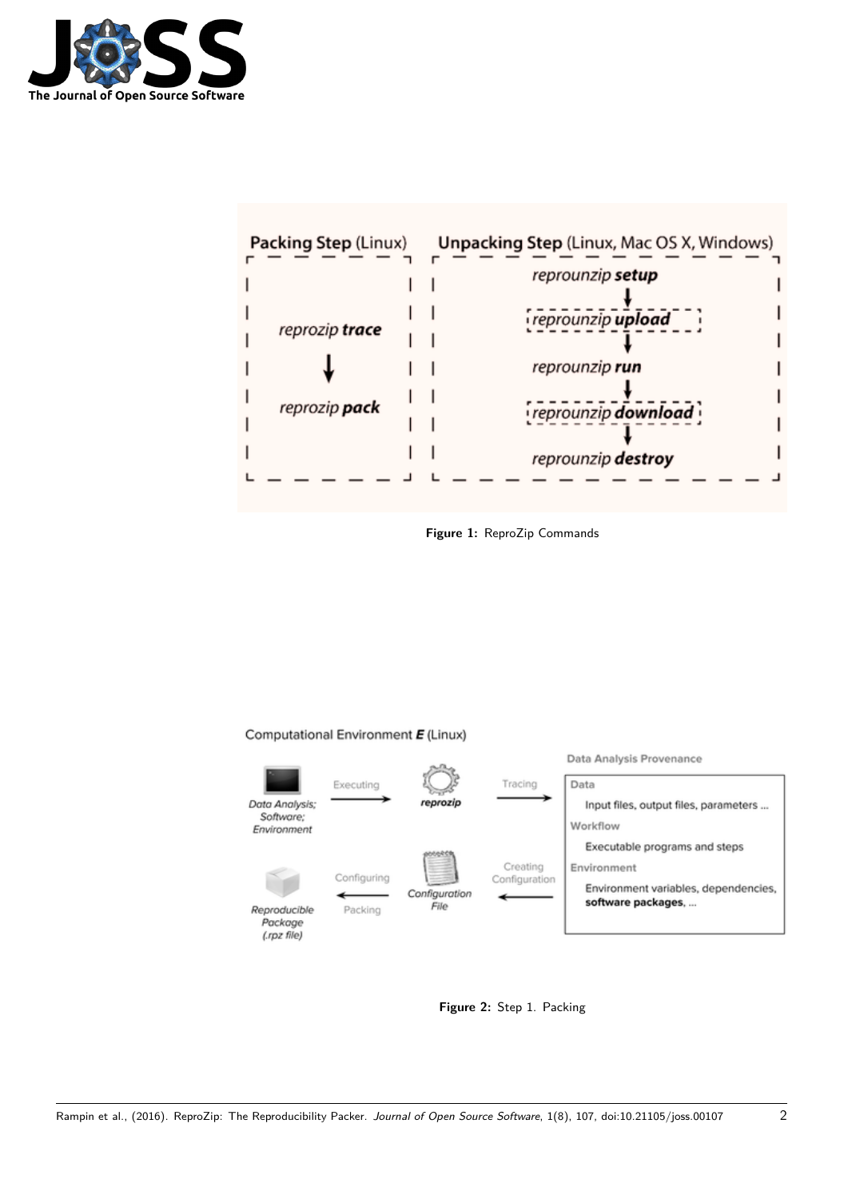Figure 1: ReproZip Commands

Figure 2: Step 1. Packing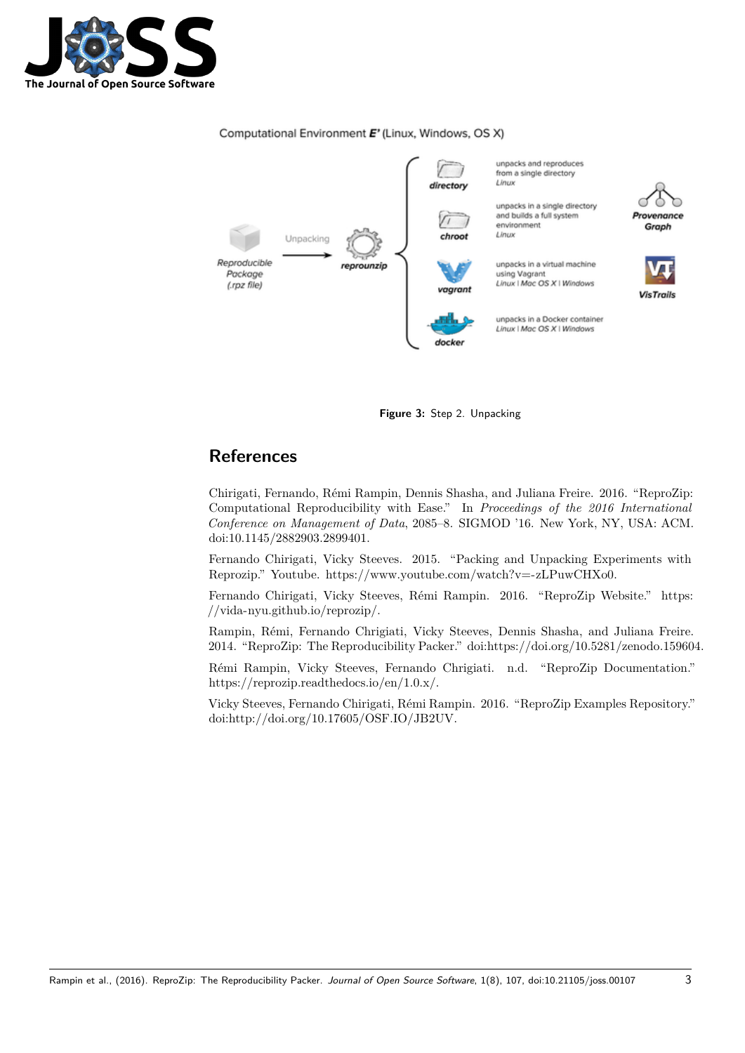Computational Environment *E'* (Linux, Windows, OS X)

Reproducible Package (.rpz file)

Unpacking

reprounzip

directory
unpacks and reproduces from a single directory
Linux

chroot
unpacks in a single directory and builds a full system environment
Linux

vagrant
unpacks in a virtual machine using Vagrant
Linux | Mac OS X | Windows

docker
unpacks in a Docker container
Linux | Mac OS X | Windows

Provenance Graph

VisTrails

**Figure 3:** Step 2. Unpacking

## References

Chirigati, Fernando, Rémi Rampin, Dennis Shasha, and Juliana Freire. 2016. "ReproZip: Computational Reproducibility with Ease." In *Proceedings of the 2016 International Conference on Management of Data*, 2085–8. SIGMOD '16. New York, NY, USA: ACM. doi:10.1145/2882903.2899401.

Fernando Chirigati, Vicky Steeves. 2015. "Packing and Unpacking Experiments with Reprozip." Youtube. https://www.youtube.com/watch?v=-zLPuwCHXo0.

Fernando Chirigati, Vicky Steeves, Rémi Rampin. 2016. "ReproZip Website." https://vida-nyu.github.io/reprozip/.

Rampin, Rémi, Fernando Chrigiati, Vicky Steeves, Dennis Shasha, and Juliana Freire. 2014. "ReproZip: The Reproducibility Packer." doi:https://doi.org/10.5281/zenodo.159604.

Rémi Rampin, Vicky Steeves, Fernando Chrigiati. n.d. "ReproZip Documentation." https://reprozip.readthedocs.io/en/1.0.x/.

Vicky Steeves, Fernando Chirigati, Rémi Rampin. 2016. "ReproZip Examples Repository." doi:http://doi.org/10.17605/OSF.IO/JB2UV.